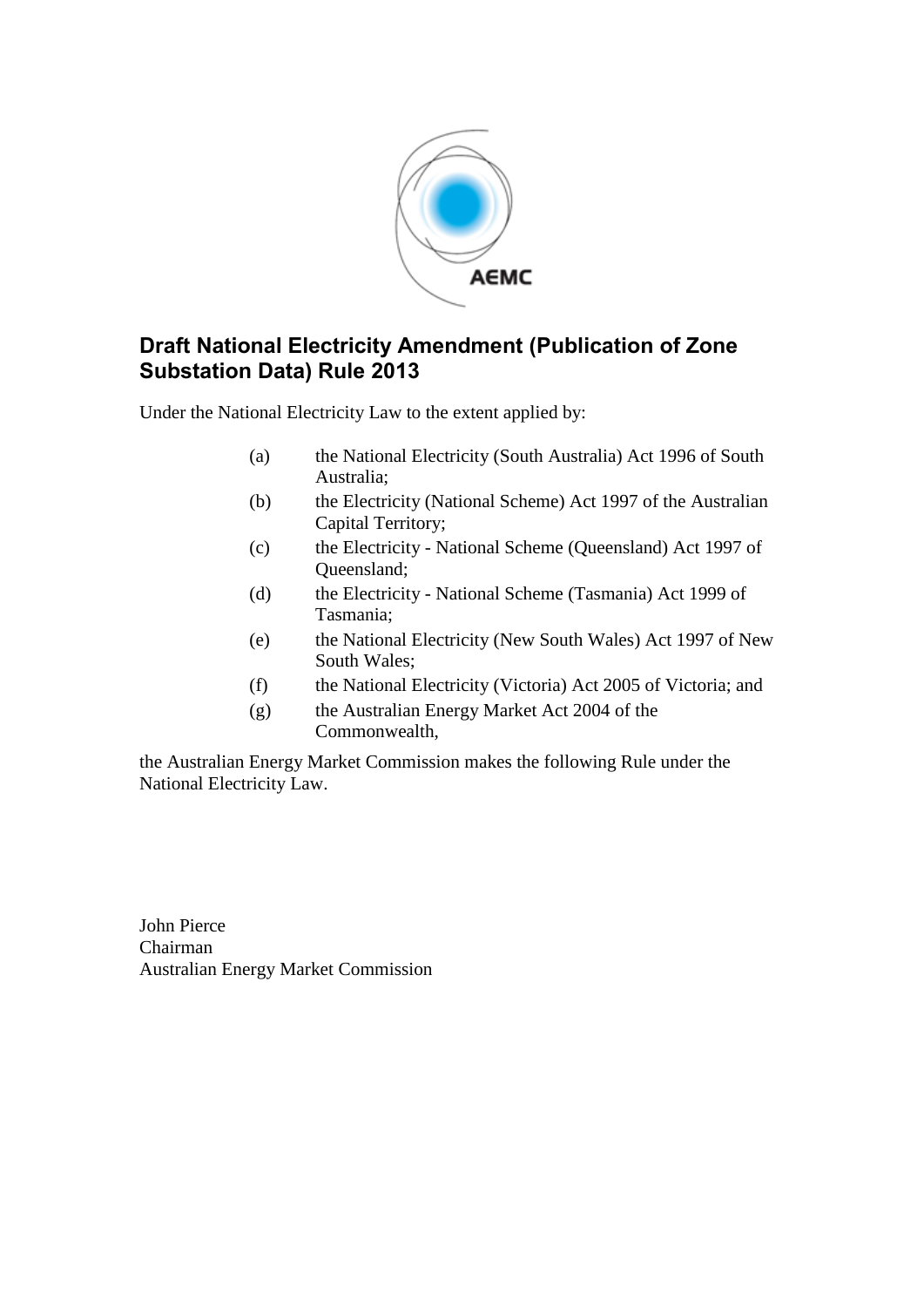# Draft National Electricity Amendment (Publication of Zone Substation Data) Rule 2013

Under the National Electricity Law to the extent applied by:

(a) the National Electricity (South Australia) Act 1996 of South Australia;

(b) the Electricity (National Scheme) Act 1997 of the Australian Capital Territory;

(c) the Electricity - National Scheme (Queensland) Act 1997 of Queensland;

(d) the Electricity - National Scheme (Tasmania) Act 1999 of Tasmania;

(e) the National Electricity (New South Wales) Act 1997 of New South Wales;

(f) the National Electricity (Victoria) Act 2005 of Victoria; and

(g) the Australian Energy Market Act 2004 of the Commonwealth,

the Australian Energy Market Commission makes the following Rule under the National Electricity Law.

John Pierce
Chairman
Australian Energy Market Commission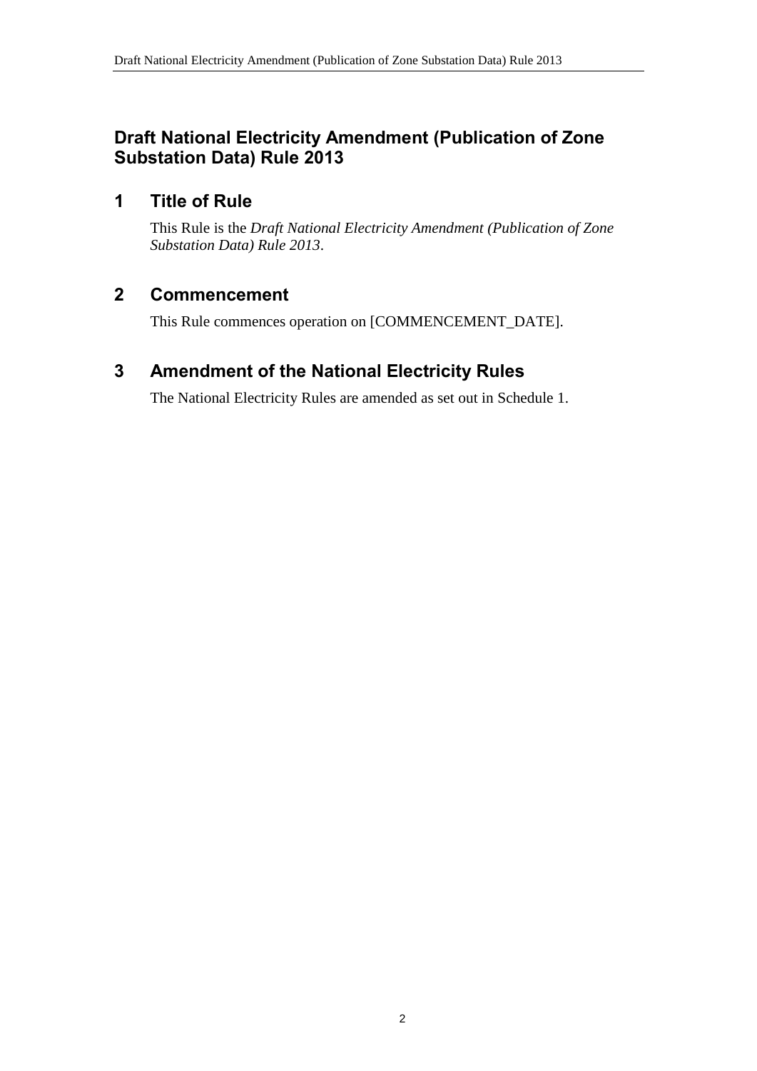# Draft National Electricity Amendment (Publication of Zone Substation Data) Rule 2013

## 1 Title of Rule

This Rule is the *Draft National Electricity Amendment (Publication of Zone Substation Data) Rule 2013*.

## 2 Commencement

This Rule commences operation on [COMMENCEMENT_DATE].

## 3 Amendment of the National Electricity Rules

The National Electricity Rules are amended as set out in Schedule 1.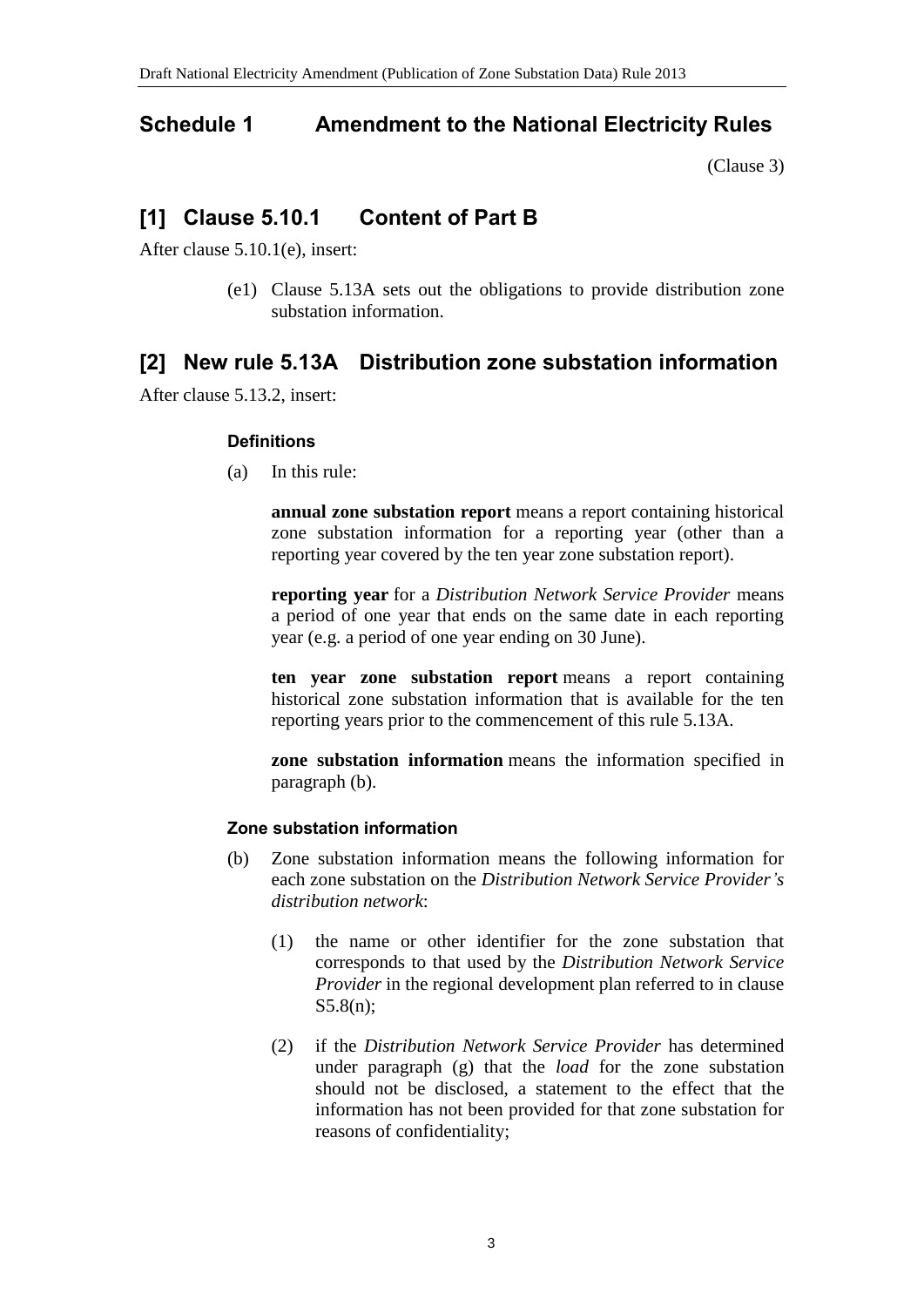## Schedule 1 Amendment to the National Electricity Rules

(Clause 3)

## [1] Clause 5.10.1 Content of Part B

After clause 5.10.1(e), insert:

(e1) Clause 5.13A sets out the obligations to provide distribution zone substation information.

## [2] New rule 5.13A Distribution zone substation information

After clause 5.13.2, insert:

#### Definitions

(a) In this rule:

**annual zone substation report** means a report containing historical zone substation information for a reporting year (other than a reporting year covered by the ten year zone substation report).

**reporting year** for a *Distribution Network Service Provider* means a period of one year that ends on the same date in each reporting year (e.g. a period of one year ending on 30 June).

**ten year zone substation report** means a report containing historical zone substation information that is available for the ten reporting years prior to the commencement of this rule 5.13A.

**zone substation information** means the information specified in paragraph (b).

#### Zone substation information

(b) Zone substation information means the following information for each zone substation on the *Distribution Network Service Provider's distribution network*:

(1) the name or other identifier for the zone substation that corresponds to that used by the *Distribution Network Service Provider* in the regional development plan referred to in clause S5.8(n);

(2) if the *Distribution Network Service Provider* has determined under paragraph (g) that the *load* for the zone substation should not be disclosed, a statement to the effect that the information has not been provided for that zone substation for reasons of confidentiality;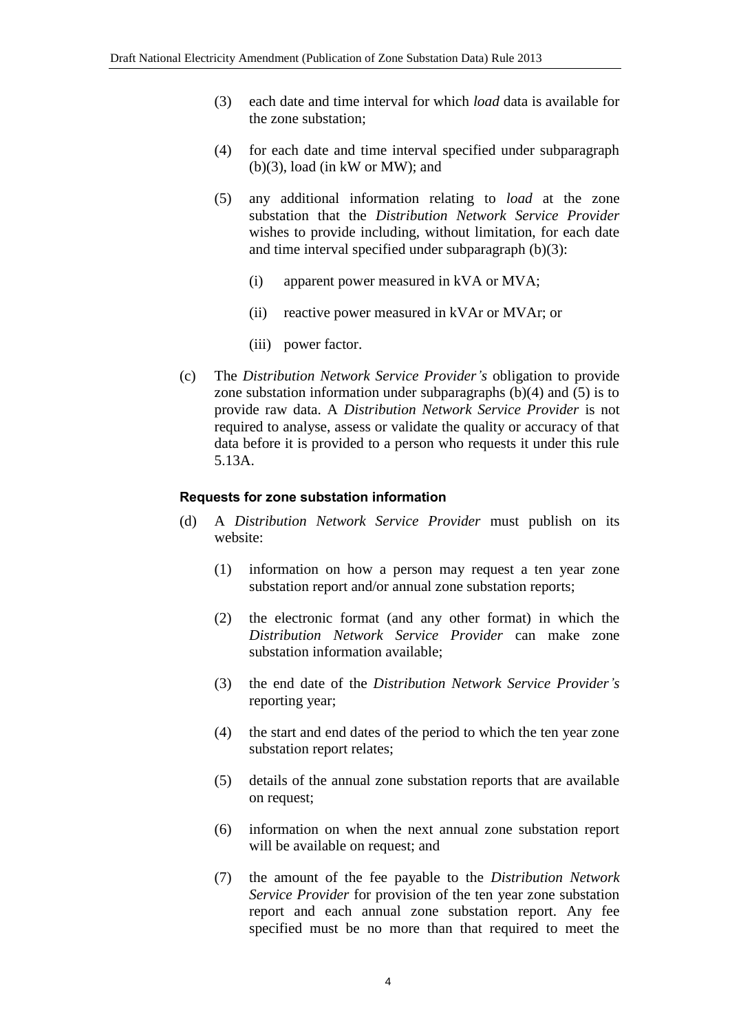(3) each date and time interval for which *load* data is available for the zone substation;

(4) for each date and time interval specified under subparagraph (b)(3), load (in kW or MW); and

(5) any additional information relating to *load* at the zone substation that the *Distribution Network Service Provider* wishes to provide including, without limitation, for each date and time interval specified under subparagraph (b)(3):

(i) apparent power measured in kVA or MVA;

(ii) reactive power measured in kVAr or MVAr; or

(iii) power factor.

(c) The *Distribution Network Service Provider's* obligation to provide zone substation information under subparagraphs (b)(4) and (5) is to provide raw data. A *Distribution Network Service Provider* is not required to analyse, assess or validate the quality or accuracy of that data before it is provided to a person who requests it under this rule 5.13A.

**Requests for zone substation information**

(d) A *Distribution Network Service Provider* must publish on its website:

(1) information on how a person may request a ten year zone substation report and/or annual zone substation reports;

(2) the electronic format (and any other format) in which the *Distribution Network Service Provider* can make zone substation information available;

(3) the end date of the *Distribution Network Service Provider's* reporting year;

(4) the start and end dates of the period to which the ten year zone substation report relates;

(5) details of the annual zone substation reports that are available on request;

(6) information on when the next annual zone substation report will be available on request; and

(7) the amount of the fee payable to the *Distribution Network Service Provider* for provision of the ten year zone substation report and each annual zone substation report. Any fee specified must be no more than that required to meet the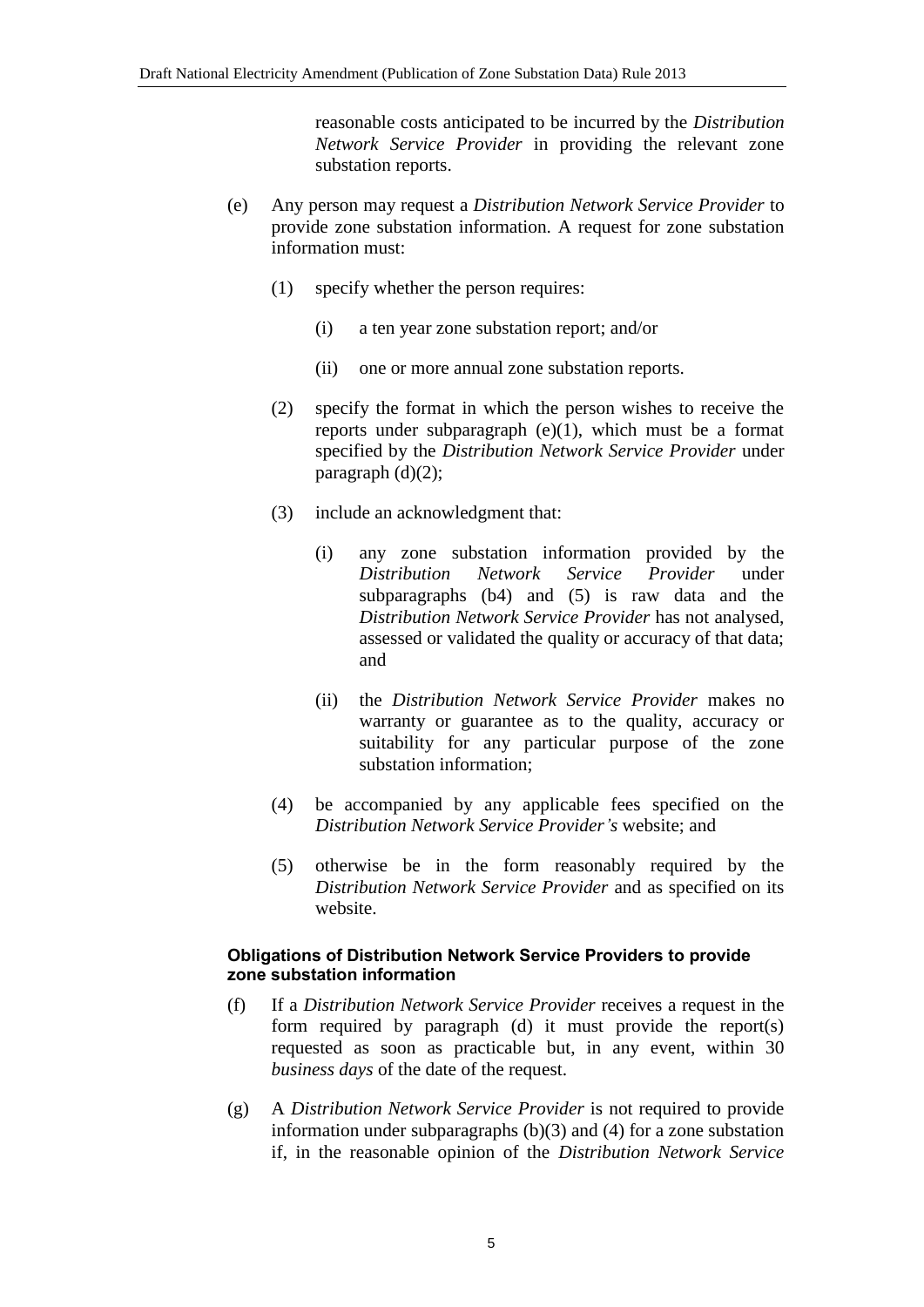reasonable costs anticipated to be incurred by the *Distribution Network Service Provider* in providing the relevant zone substation reports.

(e) Any person may request a *Distribution Network Service Provider* to provide zone substation information. A request for zone substation information must:

(1) specify whether the person requires:

(i) a ten year zone substation report; and/or

(ii) one or more annual zone substation reports.

(2) specify the format in which the person wishes to receive the reports under subparagraph (e)(1), which must be a format specified by the *Distribution Network Service Provider* under paragraph (d)(2);

(3) include an acknowledgment that:

(i) any zone substation information provided by the *Distribution Network Service Provider* under subparagraphs (b4) and (5) is raw data and the *Distribution Network Service Provider* has not analysed, assessed or validated the quality or accuracy of that data; and

(ii) the *Distribution Network Service Provider* makes no warranty or guarantee as to the quality, accuracy or suitability for any particular purpose of the zone substation information;

(4) be accompanied by any applicable fees specified on the *Distribution Network Service Provider's* website; and

(5) otherwise be in the form reasonably required by the *Distribution Network Service Provider* and as specified on its website.

**Obligations of Distribution Network Service Providers to provide zone substation information**

(f) If a *Distribution Network Service Provider* receives a request in the form required by paragraph (d) it must provide the report(s) requested as soon as practicable but, in any event, within 30 *business days* of the date of the request.

(g) A *Distribution Network Service Provider* is not required to provide information under subparagraphs (b)(3) and (4) for a zone substation if, in the reasonable opinion of the *Distribution Network Service*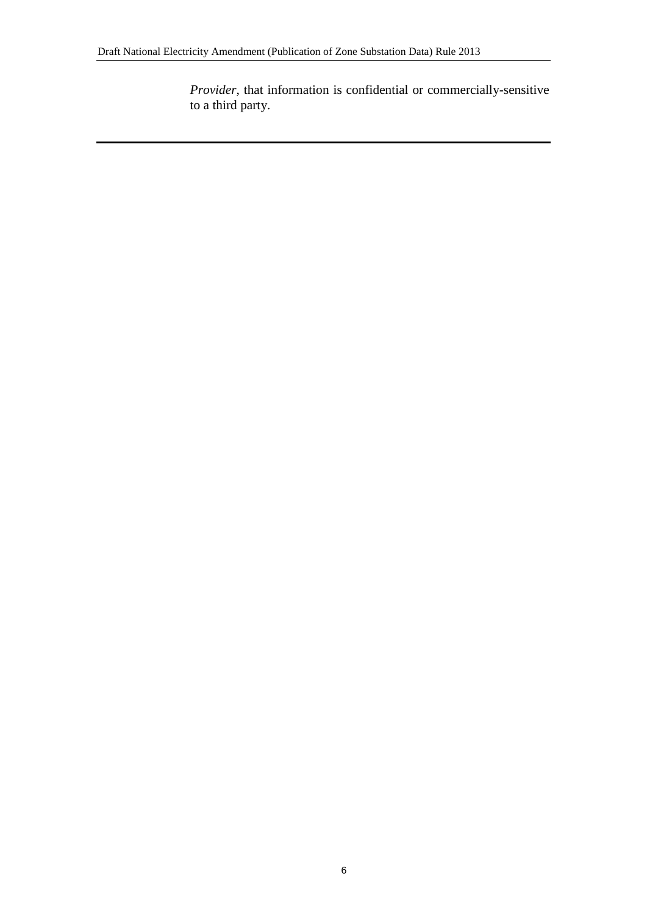*Provider*, that information is confidential or commercially-sensitive to a third party.

---